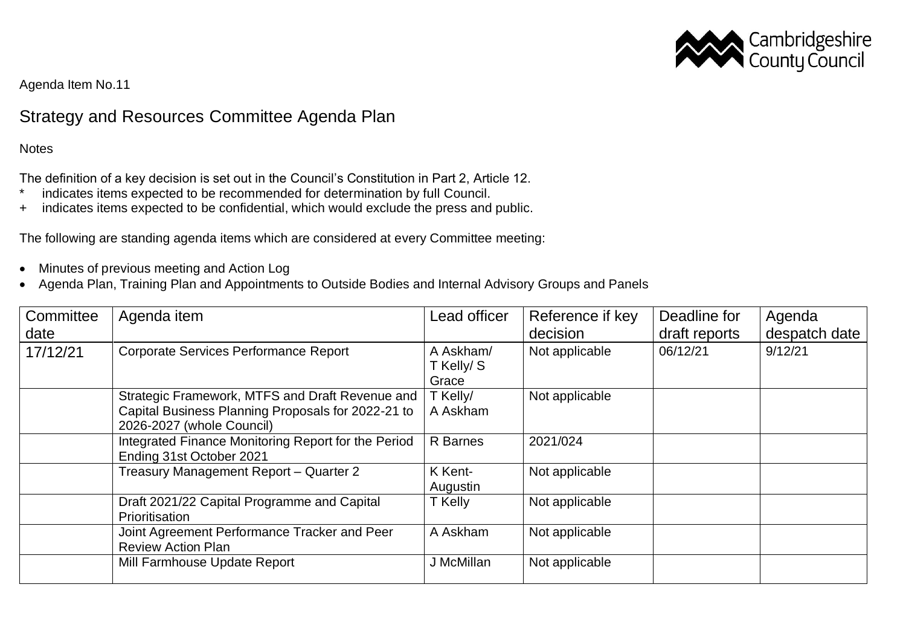Agenda Item No.11

# Strategy and Resources Committee Agenda Plan

Notes

The definition of a key decision is set out in the Council's Constitution in Part 2, Article 12.
* indicates items expected to be recommended for determination by full Council.
+ indicates items expected to be confidential, which would exclude the press and public.

The following are standing agenda items which are considered at every Committee meeting:

- Minutes of previous meeting and Action Log
- Agenda Plan, Training Plan and Appointments to Outside Bodies and Internal Advisory Groups and Panels

| Committee date | Agenda item | Lead officer | Reference if key decision | Deadline for draft reports | Agenda despatch date |
|---|---|---|---|---|---|
| 17/12/21 | Corporate Services Performance Report | A Askham/ T Kelly/ S Grace | Not applicable | 06/12/21 | 9/12/21 |
| | Strategic Framework, MTFS and Draft Revenue and Capital Business Planning Proposals for 2022-21 to 2026-2027 (whole Council) | T Kelly/ A Askham | Not applicable | | |
| | Integrated Finance Monitoring Report for the Period Ending 31st October 2021 | R Barnes | 2021/024 | | |
| | Treasury Management Report – Quarter 2 | K Kent-Augustin | Not applicable | | |
| | Draft 2021/22 Capital Programme and Capital Prioritisation | T Kelly | Not applicable | | |
| | Joint Agreement Performance Tracker and Peer Review Action Plan | A Askham | Not applicable | | |
| | Mill Farmhouse Update Report | J McMillan | Not applicable | | |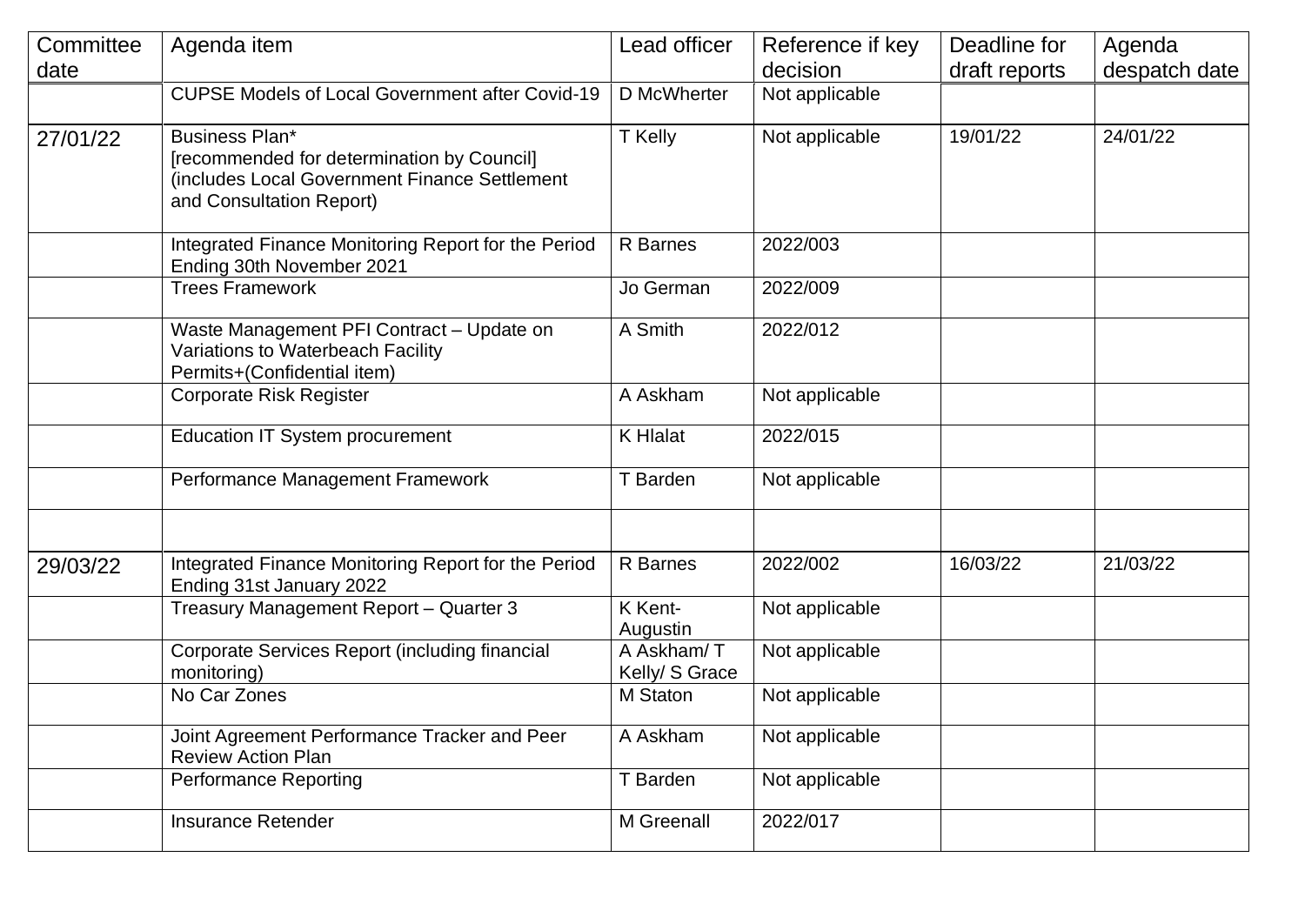| Committee date | Agenda item | Lead officer | Reference if key decision | Deadline for draft reports | Agenda despatch date |
|---|---|---|---|---|---|
| | CUPSE Models of Local Government after Covid-19 | D McWherter | Not applicable | | |
| 27/01/22 | Business Plan* [recommended for determination by Council] (includes Local Government Finance Settlement and Consultation Report) | T Kelly | Not applicable | 19/01/22 | 24/01/22 |
| | Integrated Finance Monitoring Report for the Period Ending 30th November 2021 | R Barnes | 2022/003 | | |
| | Trees Framework | Jo German | 2022/009 | | |
| | Waste Management PFI Contract – Update on Variations to Waterbeach Facility Permits+(Confidential item) | A Smith | 2022/012 | | |
| | Corporate Risk Register | A Askham | Not applicable | | |
| | Education IT System procurement | K Hlalat | 2022/015 | | |
| | Performance Management Framework | T Barden | Not applicable | | |
| | | | | | |
| 29/03/22 | Integrated Finance Monitoring Report for the Period Ending 31st January 2022 | R Barnes | 2022/002 | 16/03/22 | 21/03/22 |
| | Treasury Management Report – Quarter 3 | K Kent-Augustin | Not applicable | | |
| | Corporate Services Report (including financial monitoring) | A Askham/ T Kelly/ S Grace | Not applicable | | |
| | No Car Zones | M Staton | Not applicable | | |
| | Joint Agreement Performance Tracker and Peer Review Action Plan | A Askham | Not applicable | | |
| | Performance Reporting | T Barden | Not applicable | | |
| | Insurance Retender | M Greenall | 2022/017 | | |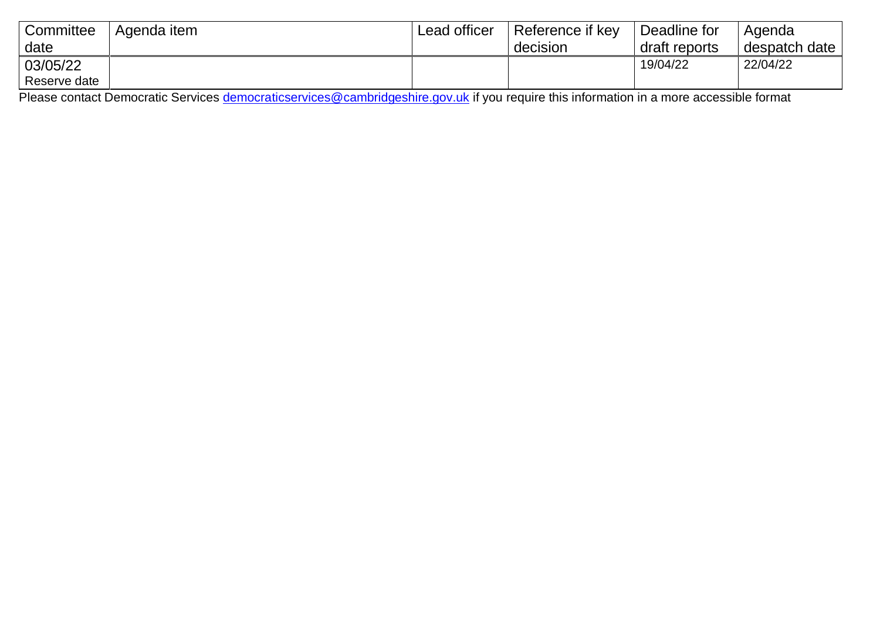| Committee date | Agenda item | Lead officer | Reference if key decision | Deadline for draft reports | Agenda despatch date |
|---|---|---|---|---|---|
| 03/05/22 Reserve date | | | | 19/04/22 | 22/04/22 |

Please contact Democratic Services democraticservices@cambridgeshire.gov.uk if you require this information in a more accessible format